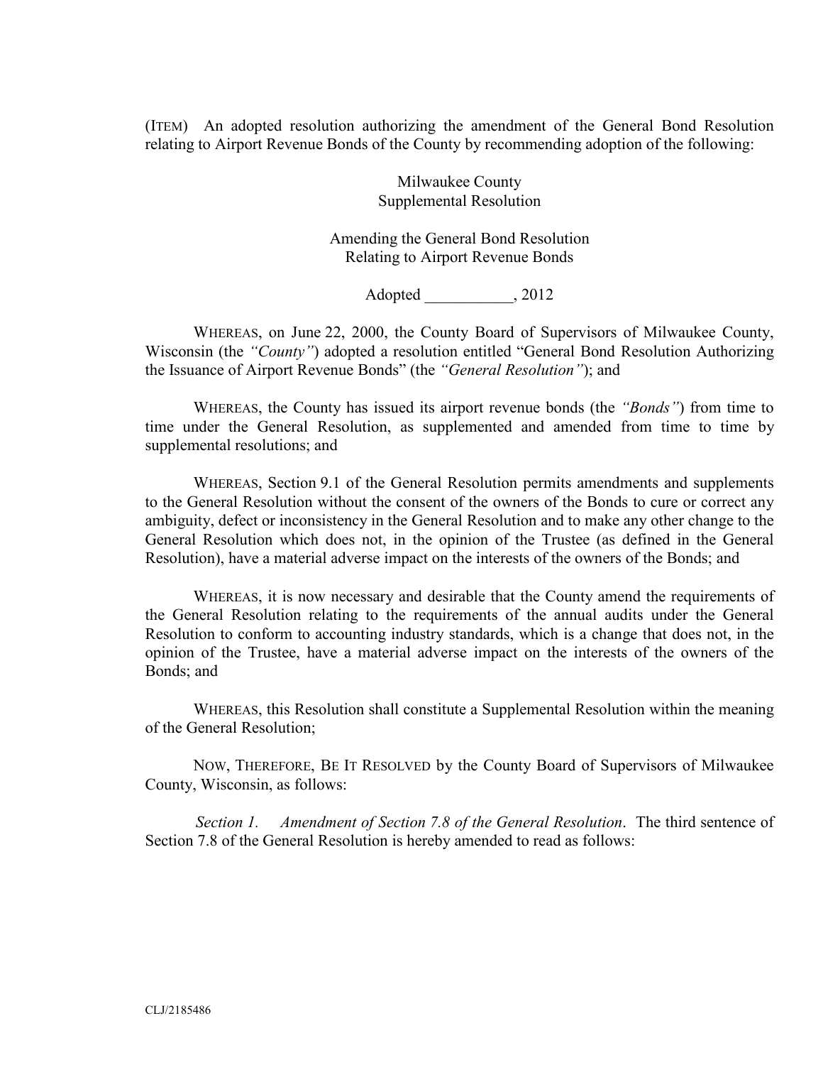(ITEM) An adopted resolution authorizing the amendment of the General Bond Resolution relating to Airport Revenue Bonds of the County by recommending adoption of the following:

Milwaukee County
Supplemental Resolution

Amending the General Bond Resolution
Relating to Airport Revenue Bonds

Adopted ___________, 2012

WHEREAS, on June 22, 2000, the County Board of Supervisors of Milwaukee County, Wisconsin (the *"County"*) adopted a resolution entitled "General Bond Resolution Authorizing the Issuance of Airport Revenue Bonds" (the *"General Resolution"*); and

WHEREAS, the County has issued its airport revenue bonds (the *"Bonds"*) from time to time under the General Resolution, as supplemented and amended from time to time by supplemental resolutions; and

WHEREAS, Section 9.1 of the General Resolution permits amendments and supplements to the General Resolution without the consent of the owners of the Bonds to cure or correct any ambiguity, defect or inconsistency in the General Resolution and to make any other change to the General Resolution which does not, in the opinion of the Trustee (as defined in the General Resolution), have a material adverse impact on the interests of the owners of the Bonds; and

WHEREAS, it is now necessary and desirable that the County amend the requirements of the General Resolution relating to the requirements of the annual audits under the General Resolution to conform to accounting industry standards, which is a change that does not, in the opinion of the Trustee, have a material adverse impact on the interests of the owners of the Bonds; and

WHEREAS, this Resolution shall constitute a Supplemental Resolution within the meaning of the General Resolution;

NOW, THEREFORE, BE IT RESOLVED by the County Board of Supervisors of Milwaukee County, Wisconsin, as follows:

*Section 1. Amendment of Section 7.8 of the General Resolution*. The third sentence of Section 7.8 of the General Resolution is hereby amended to read as follows:

CLJ/2185486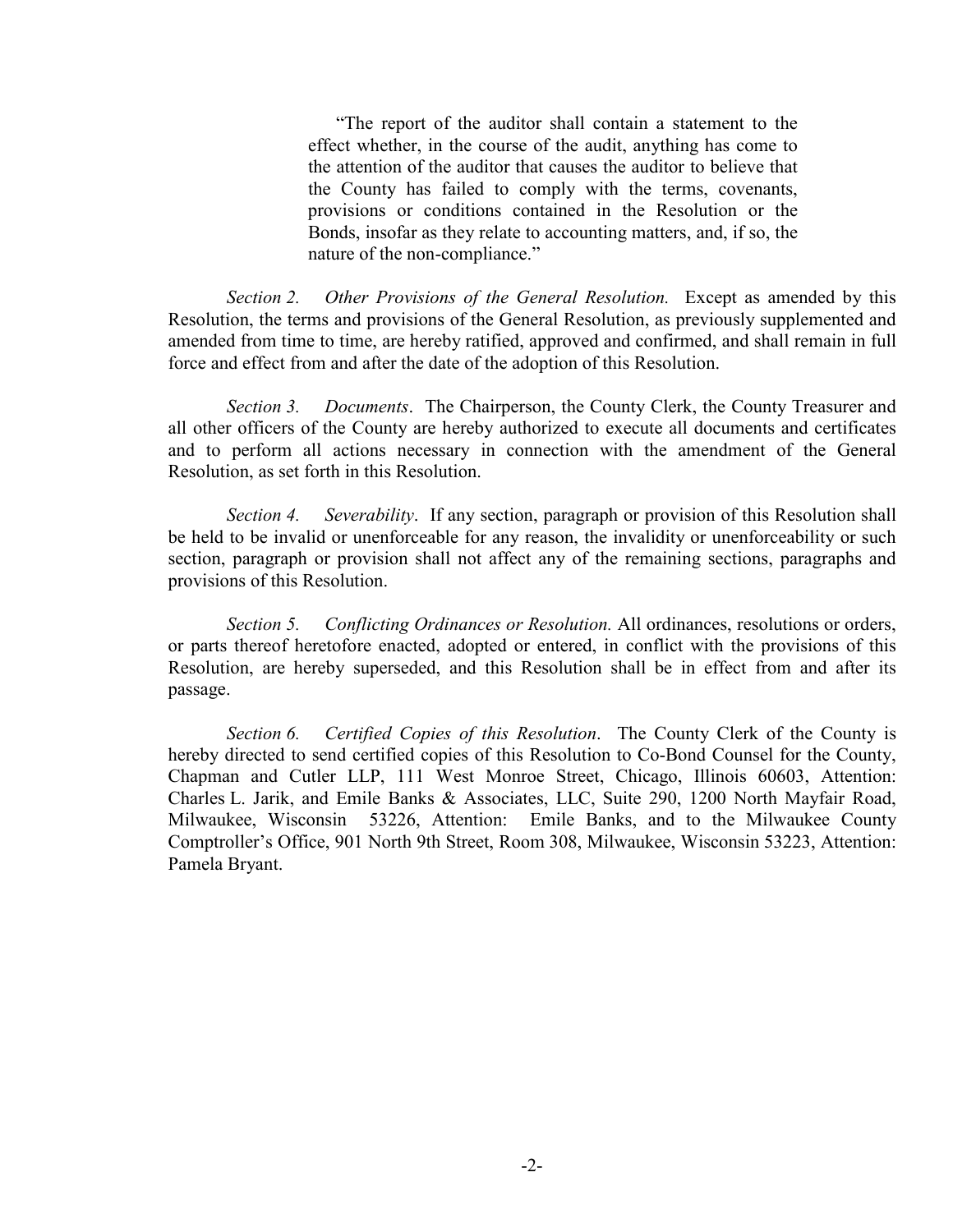> "The report of the auditor shall contain a statement to the effect whether, in the course of the audit, anything has come to the attention of the auditor that causes the auditor to believe that the County has failed to comply with the terms, covenants, provisions or conditions contained in the Resolution or the Bonds, insofar as they relate to accounting matters, and, if so, the nature of the non-compliance."

*Section 2. Other Provisions of the General Resolution.* Except as amended by this Resolution, the terms and provisions of the General Resolution, as previously supplemented and amended from time to time, are hereby ratified, approved and confirmed, and shall remain in full force and effect from and after the date of the adoption of this Resolution.

*Section 3. Documents*. The Chairperson, the County Clerk, the County Treasurer and all other officers of the County are hereby authorized to execute all documents and certificates and to perform all actions necessary in connection with the amendment of the General Resolution, as set forth in this Resolution.

*Section 4. Severability*. If any section, paragraph or provision of this Resolution shall be held to be invalid or unenforceable for any reason, the invalidity or unenforceability or such section, paragraph or provision shall not affect any of the remaining sections, paragraphs and provisions of this Resolution.

*Section 5. Conflicting Ordinances or Resolution.* All ordinances, resolutions or orders, or parts thereof heretofore enacted, adopted or entered, in conflict with the provisions of this Resolution, are hereby superseded, and this Resolution shall be in effect from and after its passage.

*Section 6. Certified Copies of this Resolution*. The County Clerk of the County is hereby directed to send certified copies of this Resolution to Co-Bond Counsel for the County, Chapman and Cutler LLP, 111 West Monroe Street, Chicago, Illinois 60603, Attention: Charles L. Jarik, and Emile Banks & Associates, LLC, Suite 290, 1200 North Mayfair Road, Milwaukee, Wisconsin 53226, Attention: Emile Banks, and to the Milwaukee County Comptroller's Office, 901 North 9th Street, Room 308, Milwaukee, Wisconsin 53223, Attention: Pamela Bryant.